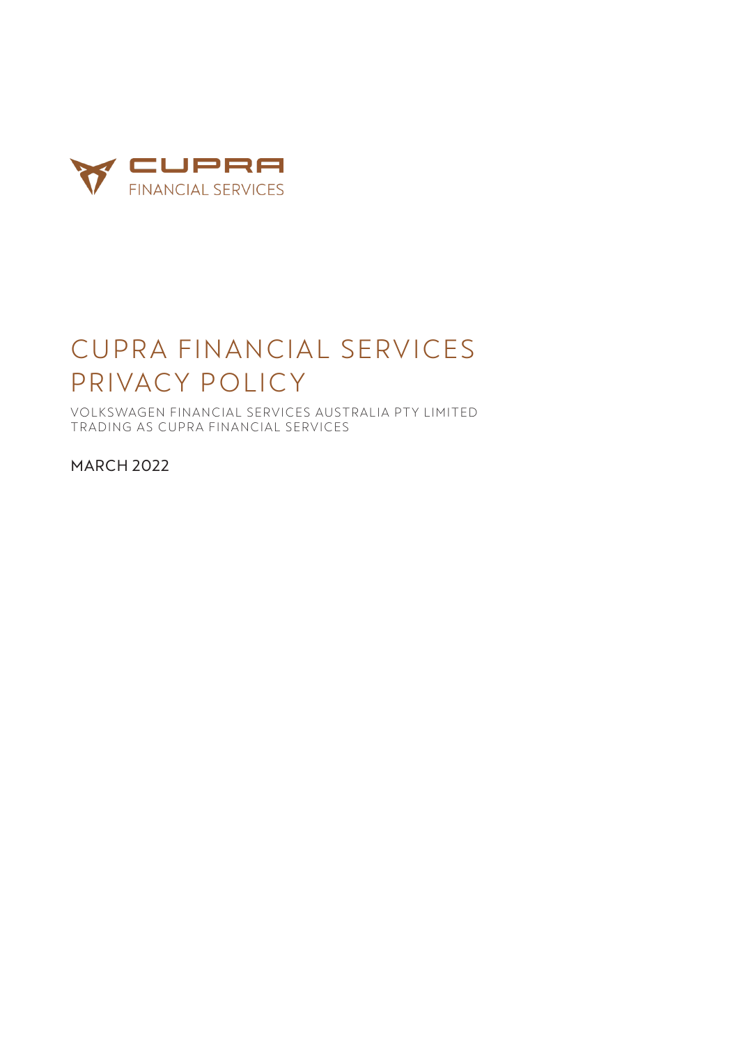CUPRA
FINANCIAL SERVICES

# CUPRA FINANCIAL SERVICES PRIVACY POLICY

VOLKSWAGEN FINANCIAL SERVICES AUSTRALIA PTY LIMITED
TRADING AS CUPRA FINANCIAL SERVICES

MARCH 2022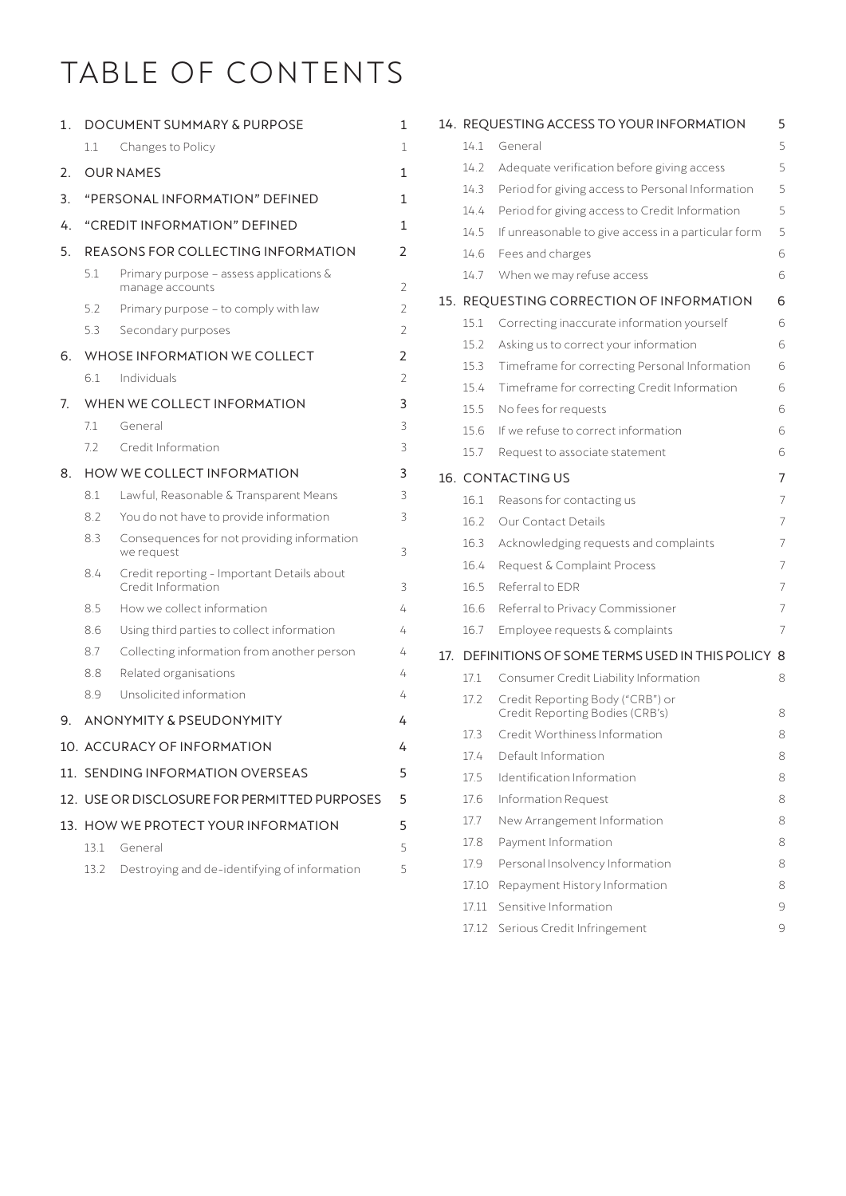# TABLE OF CONTENTS

| | | |
|---|---|---|
| 1. | DOCUMENT SUMMARY & PURPOSE | 1 |
| 1.1 | Changes to Policy | 1 |
| 2. | OUR NAMES | 1 |
| 3. | "PERSONAL INFORMATION" DEFINED | 1 |
| 4. | "CREDIT INFORMATION" DEFINED | 1 |
| 5. | REASONS FOR COLLECTING INFORMATION | 2 |
| 5.1 | Primary purpose – assess applications & manage accounts | 2 |
| 5.2 | Primary purpose – to comply with law | 2 |
| 5.3 | Secondary purposes | 2 |
| 6. | WHOSE INFORMATION WE COLLECT | 2 |
| 6.1 | Individuals | 2 |
| 7. | WHEN WE COLLECT INFORMATION | 3 |
| 7.1 | General | 3 |
| 7.2 | Credit Information | 3 |
| 8. | HOW WE COLLECT INFORMATION | 3 |
| 8.1 | Lawful, Reasonable & Transparent Means | 3 |
| 8.2 | You do not have to provide information | 3 |
| 8.3 | Consequences for not providing information we request | 3 |
| 8.4 | Credit reporting - Important Details about Credit Information | 3 |
| 8.5 | How we collect information | 4 |
| 8.6 | Using third parties to collect information | 4 |
| 8.7 | Collecting information from another person | 4 |
| 8.8 | Related organisations | 4 |
| 8.9 | Unsolicited information | 4 |
| 9. | ANONYMITY & PSEUDONYMITY | 4 |
| 10. | ACCURACY OF INFORMATION | 4 |
| 11. | SENDING INFORMATION OVERSEAS | 5 |
| 12. | USE OR DISCLOSURE FOR PERMITTED PURPOSES | 5 |
| 13. | HOW WE PROTECT YOUR INFORMATION | 5 |
| 13.1 | General | 5 |
| 13.2 | Destroying and de-identifying of information | 5 |
| 14. | REQUESTING ACCESS TO YOUR INFORMATION | 5 |
| 14.1 | General | 5 |
| 14.2 | Adequate verification before giving access | 5 |
| 14.3 | Period for giving access to Personal Information | 5 |
| 14.4 | Period for giving access to Credit Information | 5 |
| 14.5 | If unreasonable to give access in a particular form | 5 |
| 14.6 | Fees and charges | 6 |
| 14.7 | When we may refuse access | 6 |
| 15. | REQUESTING CORRECTION OF INFORMATION | 6 |
| 15.1 | Correcting inaccurate information yourself | 6 |
| 15.2 | Asking us to correct your information | 6 |
| 15.3 | Timeframe for correcting Personal Information | 6 |
| 15.4 | Timeframe for correcting Credit Information | 6 |
| 15.5 | No fees for requests | 6 |
| 15.6 | If we refuse to correct information | 6 |
| 15.7 | Request to associate statement | 6 |
| 16. | CONTACTING US | 7 |
| 16.1 | Reasons for contacting us | 7 |
| 16.2 | Our Contact Details | 7 |
| 16.3 | Acknowledging requests and complaints | 7 |
| 16.4 | Request & Complaint Process | 7 |
| 16.5 | Referral to EDR | 7 |
| 16.6 | Referral to Privacy Commissioner | 7 |
| 16.7 | Employee requests & complaints | 7 |
| 17. | DEFINITIONS OF SOME TERMS USED IN THIS POLICY | 8 |
| 17.1 | Consumer Credit Liability Information | 8 |
| 17.2 | Credit Reporting Body ("CRB") or Credit Reporting Bodies (CRB's) | 8 |
| 17.3 | Credit Worthiness Information | 8 |
| 17.4 | Default Information | 8 |
| 17.5 | Identification Information | 8 |
| 17.6 | Information Request | 8 |
| 17.7 | New Arrangement Information | 8 |
| 17.8 | Payment Information | 8 |
| 17.9 | Personal Insolvency Information | 8 |
| 17.10 | Repayment History Information | 8 |
| 17.11 | Sensitive Information | 9 |
| 17.12 | Serious Credit Infringement | 9 |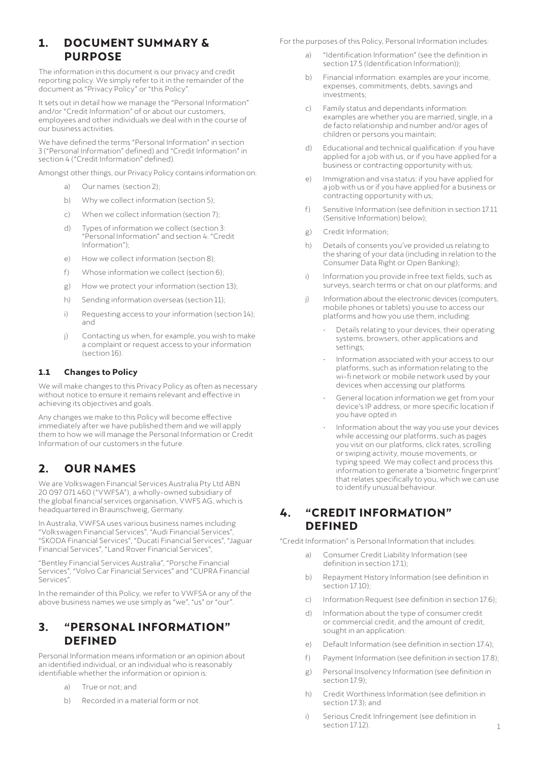## 1. DOCUMENT SUMMARY & PURPOSE

The information in this document is our privacy and credit reporting policy. We simply refer to it in the remainder of the document as "Privacy Policy" or "this Policy".

It sets out in detail how we manage the "Personal Information" and/or "Credit Information" of or about our customers, employees and other individuals we deal with in the course of our business activities.

We have defined the terms "Personal Information" in section 3 ("Personal Information" defined) and "Credit Information" in section 4 ("Credit Information" defined).

Amongst other things, our Privacy Policy contains information on:

a) Our names (section 2);

b) Why we collect information (section 5);

c) When we collect information (section 7);

d) Types of information we collect (section 3: "Personal Information" and section 4: "Credit Information");

e) How we collect information (section 8);

f) Whose information we collect (section 6);

g) How we protect your information (section 13);

h) Sending information overseas (section 11);

i) Requesting access to your information (section 14); and

j) Contacting us when, for example, you wish to make a complaint or request access to your information (section 16).

### 1.1 Changes to Policy

We will make changes to this Privacy Policy as often as necessary without notice to ensure it remains relevant and effective in achieving its objectives and goals.

Any changes we make to this Policy will become effective immediately after we have published them and we will apply them to how we will manage the Personal Information or Credit Information of our customers in the future.

## 2. OUR NAMES

We are Volkswagen Financial Services Australia Pty Ltd ABN 20 097 071 460 ("VWFSA"), a wholly-owned subsidiary of the global financial services organisation, VWFS AG, which is headquartered in Braunschweig, Germany.

In Australia, VWFSA uses various business names including "Volkswagen Financial Services", "Audi Financial Services", "ŠKODA Financial Services", "Ducati Financial Services", "Jaguar Financial Services", "Land Rover Financial Services",

"Bentley Financial Services Australia", "Porsche Financial Services", "Volvo Car Financial Services" and "CUPRA Financial Services".

In the remainder of this Policy, we refer to VWFSA or any of the above business names we use simply as "we", "us" or "our".

## 3. "PERSONAL INFORMATION" DEFINED

Personal Information means information or an opinion about an identified individual, or an individual who is reasonably identifiable whether the information or opinion is:

a) True or not; and

b) Recorded in a material form or not.

For the purposes of this Policy, Personal Information includes:

a) "Identification Information" (see the definition in section 17.5 (Identification Information));

b) Financial information: examples are your income, expenses, commitments, debts, savings and investments;

c) Family status and dependants information: examples are whether you are married, single, in a de facto relationship and number and/or ages of children or persons you maintain;

d) Educational and technical qualification: if you have applied for a job with us, or if you have applied for a business or contracting opportunity with us;

e) Immigration and visa status: if you have applied for a job with us or if you have applied for a business or contracting opportunity with us;

f) Sensitive Information (see definition in section 17.11 (Sensitive Information) below);

g) Credit Information;

h) Details of consents you've provided us relating to the sharing of your data (including in relation to the Consumer Data Right or Open Banking);

i) Information you provide in free text fields, such as surveys, search terms or chat on our platforms; and

j) Information about the electronic devices (computers, mobile phones or tablets) you use to access our platforms and how you use them, including:

- Details relating to your devices, their operating systems, browsers, other applications and settings;
- Information associated with your access to our platforms, such as information relating to the wi-fi network or mobile network used by your devices when accessing our platforms
- General location information we get from your device's IP address, or more specific location if you have opted in
- Information about the way you use your devices while accessing our platforms, such as pages you visit on our platforms, click rates, scrolling or swiping activity, mouse movements, or typing speed. We may collect and process this information to generate a 'biometric fingerprint' that relates specifically to you, which we can use to identify unusual behaviour.

## 4. "CREDIT INFORMATION" DEFINED

"Credit Information" is Personal Information that includes:

a) Consumer Credit Liability Information (see definition in section 17.1);

b) Repayment History Information (see definition in section 17.10);

c) Information Request (see definition in section 17.6);

d) Information about the type of consumer credit or commercial credit, and the amount of credit, sought in an application:

e) Default Information (see definition in section 17.4);

f) Payment Information (see definition in section 17.8);

g) Personal Insolvency Information (see definition in section 17.9);

h) Credit Worthiness Information (see definition in section 17.3); and

i) Serious Credit Infringement (see definition in section 17.12).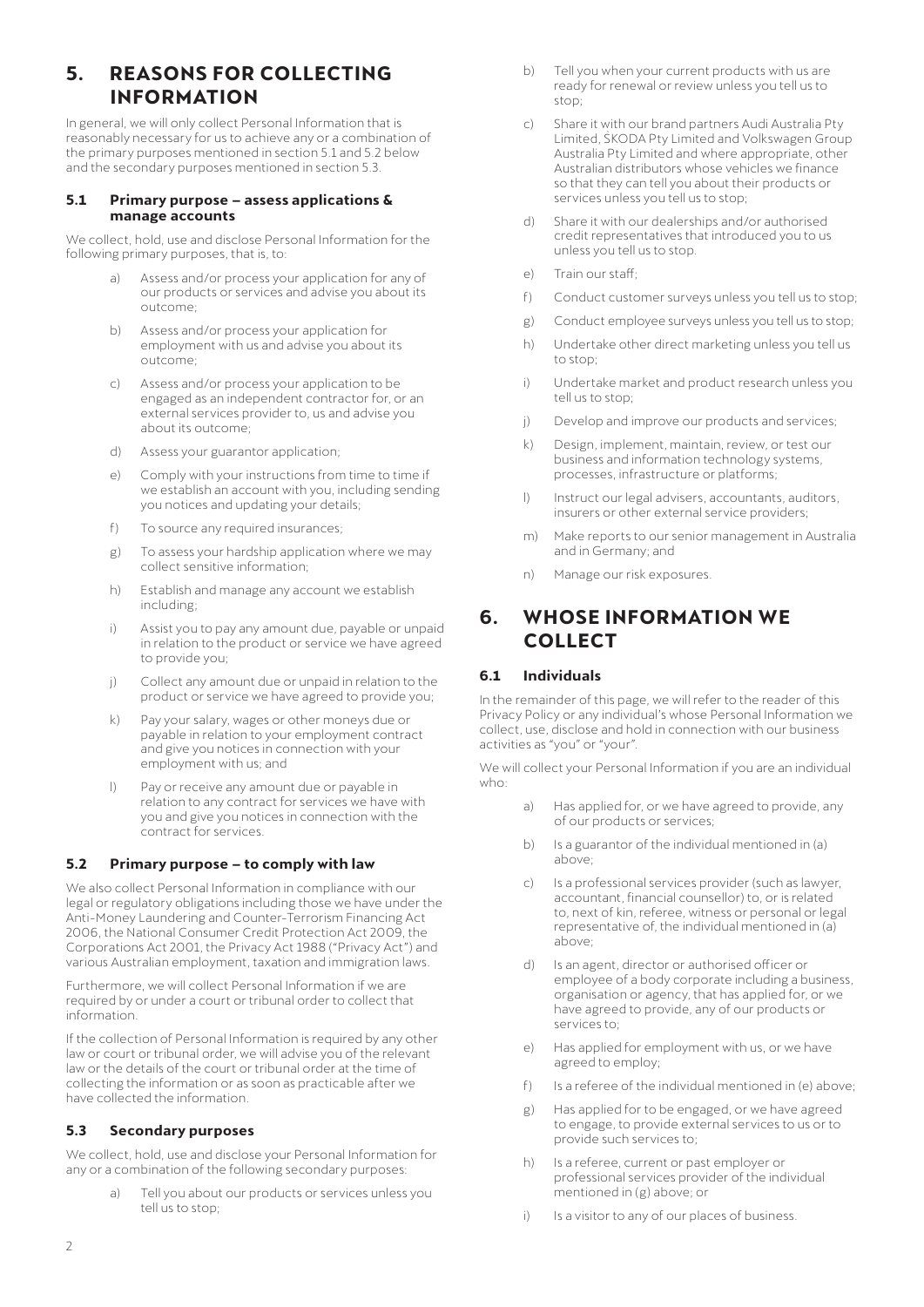# 5. REASONS FOR COLLECTING INFORMATION

In general, we will only collect Personal Information that is reasonably necessary for us to achieve any or a combination of the primary purposes mentioned in section 5.1 and 5.2 below and the secondary purposes mentioned in section 5.3.

### 5.1 Primary purpose – assess applications & manage accounts

We collect, hold, use and disclose Personal Information for the following primary purposes, that is, to:

a) Assess and/or process your application for any of our products or services and advise you about its outcome;

b) Assess and/or process your application for employment with us and advise you about its outcome;

c) Assess and/or process your application to be engaged as an independent contractor for, or an external services provider to, us and advise you about its outcome;

d) Assess your guarantor application;

e) Comply with your instructions from time to time if we establish an account with you, including sending you notices and updating your details;

f) To source any required insurances;

g) To assess your hardship application where we may collect sensitive information;

h) Establish and manage any account we establish including;

i) Assist you to pay any amount due, payable or unpaid in relation to the product or service we have agreed to provide you;

j) Collect any amount due or unpaid in relation to the product or service we have agreed to provide you;

k) Pay your salary, wages or other moneys due or payable in relation to your employment contract and give you notices in connection with your employment with us; and

l) Pay or receive any amount due or payable in relation to any contract for services we have with you and give you notices in connection with the contract for services.

### 5.2 Primary purpose – to comply with law

We also collect Personal Information in compliance with our legal or regulatory obligations including those we have under the Anti-Money Laundering and Counter-Terrorism Financing Act 2006, the National Consumer Credit Protection Act 2009, the Corporations Act 2001, the Privacy Act 1988 ("Privacy Act") and various Australian employment, taxation and immigration laws.

Furthermore, we will collect Personal Information if we are required by or under a court or tribunal order to collect that information.

If the collection of Personal Information is required by any other law or court or tribunal order, we will advise you of the relevant law or the details of the court or tribunal order at the time of collecting the information or as soon as practicable after we have collected the information.

### 5.3 Secondary purposes

We collect, hold, use and disclose your Personal Information for any or a combination of the following secondary purposes:

a) Tell you about our products or services unless you tell us to stop;

b) Tell you when your current products with us are ready for renewal or review unless you tell us to stop;

c) Share it with our brand partners Audi Australia Pty Limited, SKODA Pty Limited and Volkswagen Group Australia Pty Limited and where appropriate, other Australian distributors whose vehicles we finance so that they can tell you about their products or services unless you tell us to stop;

d) Share it with our dealerships and/or authorised credit representatives that introduced you to us unless you tell us to stop.

e) Train our staff;

f) Conduct customer surveys unless you tell us to stop;

g) Conduct employee surveys unless you tell us to stop;

h) Undertake other direct marketing unless you tell us to stop;

i) Undertake market and product research unless you tell us to stop;

j) Develop and improve our products and services;

k) Design, implement, maintain, review, or test our business and information technology systems, processes, infrastructure or platforms;

l) Instruct our legal advisers, accountants, auditors, insurers or other external service providers;

m) Make reports to our senior management in Australia and in Germany; and

n) Manage our risk exposures.

# 6. WHOSE INFORMATION WE COLLECT

### 6.1 Individuals

In the remainder of this page, we will refer to the reader of this Privacy Policy or any individual's whose Personal Information we collect, use, disclose and hold in connection with our business activities as "you" or "your".

We will collect your Personal Information if you are an individual who:

a) Has applied for, or we have agreed to provide, any of our products or services;

b) Is a guarantor of the individual mentioned in (a) above;

c) Is a professional services provider (such as lawyer, accountant, financial counsellor) to, or is related to, next of kin, referee, witness or personal or legal representative of, the individual mentioned in (a) above;

d) Is an agent, director or authorised officer or employee of a body corporate including a business, organisation or agency, that has applied for, or we have agreed to provide, any of our products or services to;

e) Has applied for employment with us, or we have agreed to employ;

f) Is a referee of the individual mentioned in (e) above;

g) Has applied for to be engaged, or we have agreed to engage, to provide external services to us or to provide such services to;

h) Is a referee, current or past employer or professional services provider of the individual mentioned in (g) above; or

i) Is a visitor to any of our places of business.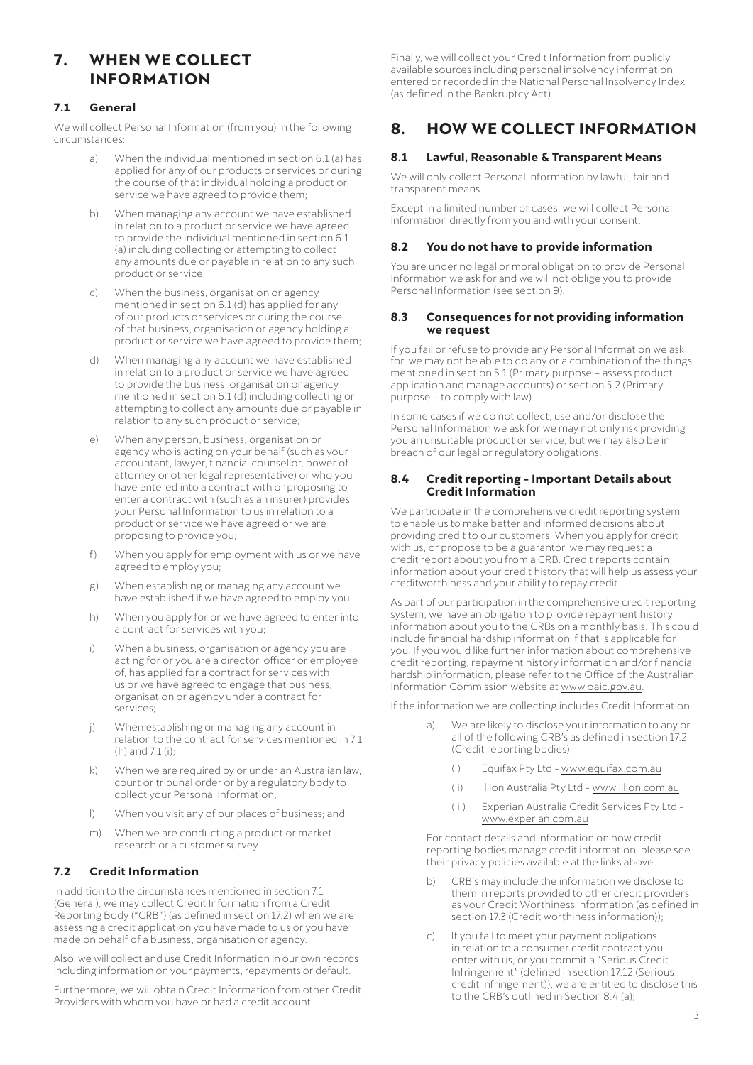# 7. WHEN WE COLLECT INFORMATION

## 7.1 General

We will collect Personal Information (from you) in the following circumstances:

a) When the individual mentioned in section 6.1 (a) has applied for any of our products or services or during the course of that individual holding a product or service we have agreed to provide them;

b) When managing any account we have established in relation to a product or service we have agreed to provide the individual mentioned in section 6.1 (a) including collecting or attempting to collect any amounts due or payable in relation to any such product or service;

c) When the business, organisation or agency mentioned in section 6.1 (d) has applied for any of our products or services or during the course of that business, organisation or agency holding a product or service we have agreed to provide them;

d) When managing any account we have established in relation to a product or service we have agreed to provide the business, organisation or agency mentioned in section 6.1 (d) including collecting or attempting to collect any amounts due or payable in relation to any such product or service;

e) When any person, business, organisation or agency who is acting on your behalf (such as your accountant, lawyer, financial counsellor, power of attorney or other legal representative) or who you have entered into a contract with or proposing to enter a contract with (such as an insurer) provides your Personal Information to us in relation to a product or service we have agreed or we are proposing to provide you;

f) When you apply for employment with us or we have agreed to employ you;

g) When establishing or managing any account we have established if we have agreed to employ you;

h) When you apply for or we have agreed to enter into a contract for services with you;

i) When a business, organisation or agency you are acting for or you are a director, officer or employee of, has applied for a contract for services with us or we have agreed to engage that business, organisation or agency under a contract for services;

j) When establishing or managing any account in relation to the contract for services mentioned in 7.1 (h) and 7.1 (i);

k) When we are required by or under an Australian law, court or tribunal order or by a regulatory body to collect your Personal Information;

l) When you visit any of our places of business; and

m) When we are conducting a product or market research or a customer survey.

## 7.2 Credit Information

In addition to the circumstances mentioned in section 7.1 (General), we may collect Credit Information from a Credit Reporting Body ("CRB") (as defined in section 17.2) when we are assessing a credit application you have made to us or you have made on behalf of a business, organisation or agency.

Also, we will collect and use Credit Information in our own records including information on your payments, repayments or default.

Furthermore, we will obtain Credit Information from other Credit Providers with whom you have or had a credit account.

Finally, we will collect your Credit Information from publicly available sources including personal insolvency information entered or recorded in the National Personal Insolvency Index (as defined in the Bankruptcy Act).

# 8. HOW WE COLLECT INFORMATION

## 8.1 Lawful, Reasonable & Transparent Means

We will only collect Personal Information by lawful, fair and transparent means.

Except in a limited number of cases, we will collect Personal Information directly from you and with your consent.

## 8.2 You do not have to provide information

You are under no legal or moral obligation to provide Personal Information we ask for and we will not oblige you to provide Personal Information (see section 9).

## 8.3 Consequences for not providing information we request

If you fail or refuse to provide any Personal Information we ask for, we may not be able to do any or a combination of the things mentioned in section 5.1 (Primary purpose – assess product application and manage accounts) or section 5.2 (Primary purpose – to comply with law).

In some cases if we do not collect, use and/or disclose the Personal Information we ask for we may not only risk providing you an unsuitable product or service, but we may also be in breach of our legal or regulatory obligations.

## 8.4 Credit reporting - Important Details about Credit Information

We participate in the comprehensive credit reporting system to enable us to make better and informed decisions about providing credit to our customers. When you apply for credit with us, or propose to be a guarantor, we may request a credit report about you from a CRB. Credit reports contain information about your credit history that will help us assess your creditworthiness and your ability to repay credit.

As part of our participation in the comprehensive credit reporting system, we have an obligation to provide repayment history information about you to the CRBs on a monthly basis. This could include financial hardship information if that is applicable for you. If you would like further information about comprehensive credit reporting, repayment history information and/or financial hardship information, please refer to the Office of the Australian Information Commission website at www.oaic.gov.au.

If the information we are collecting includes Credit Information:

a) We are likely to disclose your information to any or all of the following CRB's as defined in section 17.2 (Credit reporting bodies):

   (i) Equifax Pty Ltd - www.equifax.com.au

   (ii) Illion Australia Pty Ltd - www.illion.com.au

   (iii) Experian Australia Credit Services Pty Ltd - www.experian.com.au

   For contact details and information on how credit reporting bodies manage credit information, please see their privacy policies available at the links above.

b) CRB's may include the information we disclose to them in reports provided to other credit providers as your Credit Worthiness Information (as defined in section 17.3 (Credit worthiness information));

c) If you fail to meet your payment obligations in relation to a consumer credit contract you enter with us, or you commit a "Serious Credit Infringement" (defined in section 17.12 (Serious credit infringement)), we are entitled to disclose this to the CRB's outlined in Section 8.4 (a);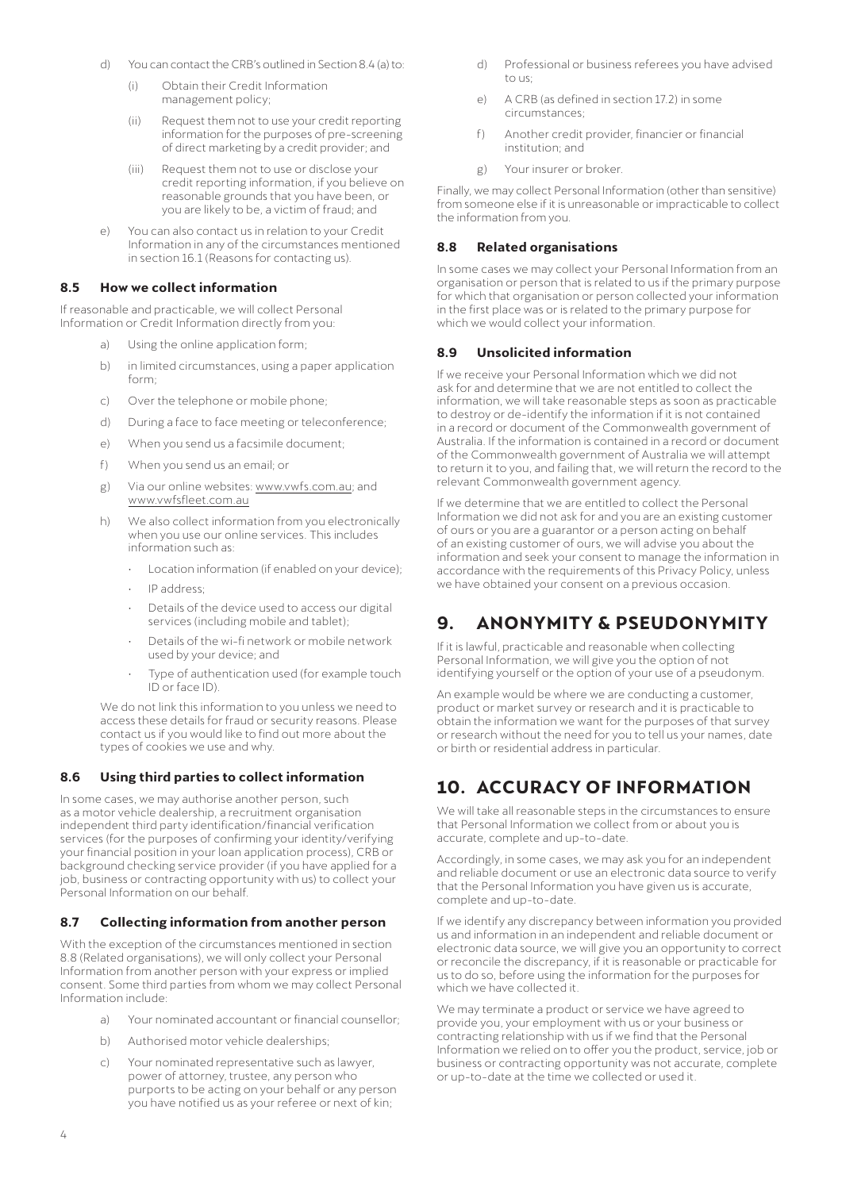d) You can contact the CRB's outlined in Section 8.4 (a) to:

   (i) Obtain their Credit Information management policy;

   (ii) Request them not to use your credit reporting information for the purposes of pre-screening of direct marketing by a credit provider; and

   (iii) Request them not to use or disclose your credit reporting information, if you believe on reasonable grounds that you have been, or you are likely to be, a victim of fraud; and

e) You can also contact us in relation to your Credit Information in any of the circumstances mentioned in section 16.1 (Reasons for contacting us).

### 8.5 How we collect information

If reasonable and practicable, we will collect Personal Information or Credit Information directly from you:

a) Using the online application form;

b) in limited circumstances, using a paper application form;

c) Over the telephone or mobile phone;

d) During a face to face meeting or teleconference;

e) When you send us a facsimile document;

f) When you send us an email; or

g) Via our online websites: www.vwfs.com.au; and www.vwfsfleet.com.au

h) We also collect information from you electronically when you use our online services. This includes information such as:

   - Location information (if enabled on your device);
   - IP address;
   - Details of the device used to access our digital services (including mobile and tablet);
   - Details of the wi-fi network or mobile network used by your device; and
   - Type of authentication used (for example touch ID or face ID).

   We do not link this information to you unless we need to access these details for fraud or security reasons. Please contact us if you would like to find out more about the types of cookies we use and why.

### 8.6 Using third parties to collect information

In some cases, we may authorise another person, such as a motor vehicle dealership, a recruitment organisation independent third party identification/financial verification services (for the purposes of confirming your identity/verifying your financial position in your loan application process), CRB or background checking service provider (if you have applied for a job, business or contracting opportunity with us) to collect your Personal Information on our behalf.

### 8.7 Collecting information from another person

With the exception of the circumstances mentioned in section 8.8 (Related organisations), we will only collect your Personal Information from another person with your express or implied consent. Some third parties from whom we may collect Personal Information include:

a) Your nominated accountant or financial counsellor;

b) Authorised motor vehicle dealerships;

c) Your nominated representative such as lawyer, power of attorney, trustee, any person who purports to be acting on your behalf or any person you have notified us as your referee or next of kin;

d) Professional or business referees you have advised to us;

e) A CRB (as defined in section 17.2) in some circumstances;

f) Another credit provider, financier or financial institution; and

g) Your insurer or broker.

Finally, we may collect Personal Information (other than sensitive) from someone else if it is unreasonable or impracticable to collect the information from you.

### 8.8 Related organisations

In some cases we may collect your Personal Information from an organisation or person that is related to us if the primary purpose for which that organisation or person collected your information in the first place was or is related to the primary purpose for which we would collect your information.

### 8.9 Unsolicited information

If we receive your Personal Information which we did not ask for and determine that we are not entitled to collect the information, we will take reasonable steps as soon as practicable to destroy or de-identify the information if it is not contained in a record or document of the Commonwealth government of Australia. If the information is contained in a record or document of the Commonwealth government of Australia we will attempt to return it to you, and failing that, we will return the record to the relevant Commonwealth government agency.

If we determine that we are entitled to collect the Personal Information we did not ask for and you are an existing customer of ours or you are a guarantor or a person acting on behalf of an existing customer of ours, we will advise you about the information and seek your consent to manage the information in accordance with the requirements of this Privacy Policy, unless we have obtained your consent on a previous occasion.

## 9. ANONYMITY & PSEUDONYMITY

If it is lawful, practicable and reasonable when collecting Personal Information, we will give you the option of not identifying yourself or the option of your use of a pseudonym.

An example would be where we are conducting a customer, product or market survey or research and it is practicable to obtain the information we want for the purposes of that survey or research without the need for you to tell us your names, date or birth or residential address in particular.

## 10. ACCURACY OF INFORMATION

We will take all reasonable steps in the circumstances to ensure that Personal Information we collect from or about you is accurate, complete and up-to-date.

Accordingly, in some cases, we may ask you for an independent and reliable document or use an electronic data source to verify that the Personal Information you have given us is accurate, complete and up-to-date.

If we identify any discrepancy between information you provided us and information in an independent and reliable document or electronic data source, we will give you an opportunity to correct or reconcile the discrepancy, if it is reasonable or practicable for us to do so, before using the information for the purposes for which we have collected it.

We may terminate a product or service we have agreed to provide you, your employment with us or your business or contracting relationship with us if we find that the Personal Information we relied on to offer you the product, service, job or business or contracting opportunity was not accurate, complete or up-to-date at the time we collected or used it.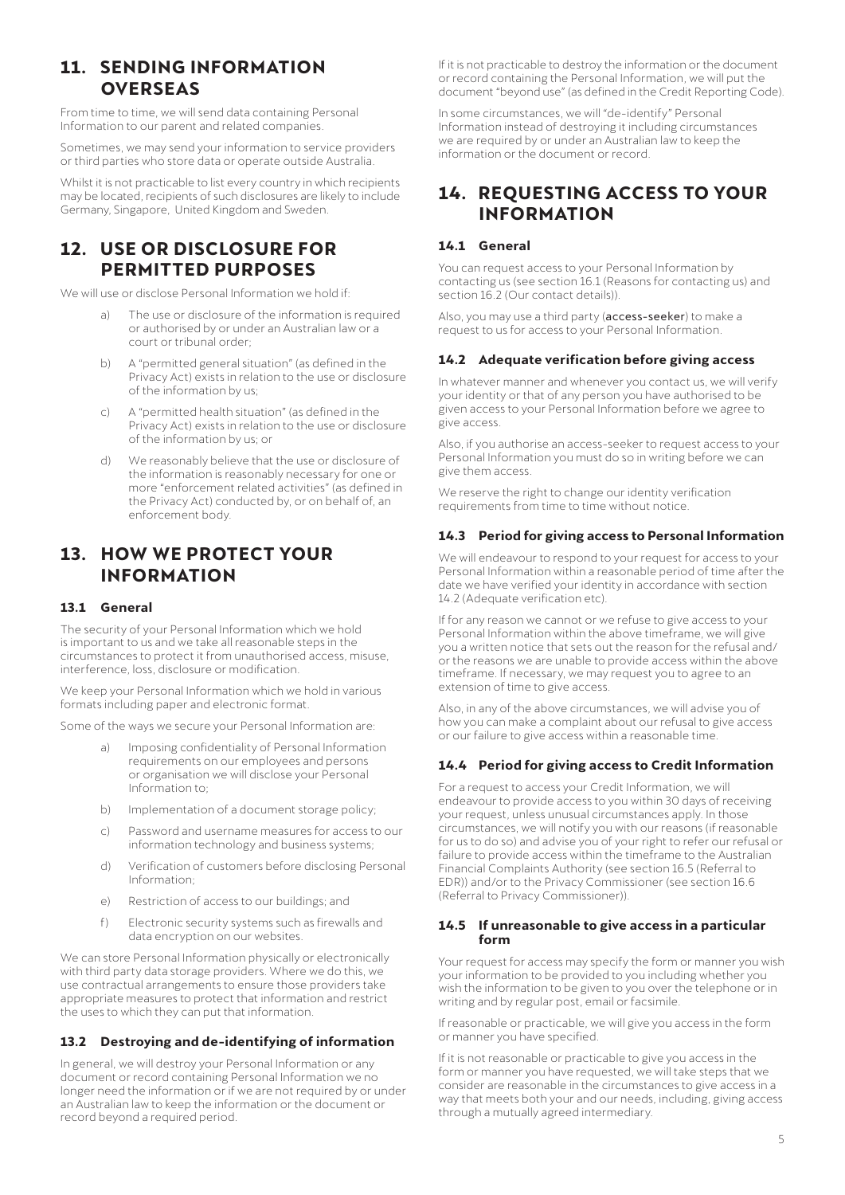## 11. SENDING INFORMATION OVERSEAS

From time to time, we will send data containing Personal Information to our parent and related companies.

Sometimes, we may send your information to service providers or third parties who store data or operate outside Australia.

Whilst it is not practicable to list every country in which recipients may be located, recipients of such disclosures are likely to include Germany, Singapore, United Kingdom and Sweden.

## 12. USE OR DISCLOSURE FOR PERMITTED PURPOSES

We will use or disclose Personal Information we hold if:

a) The use or disclosure of the information is required or authorised by or under an Australian law or a court or tribunal order;

b) A "permitted general situation" (as defined in the Privacy Act) exists in relation to the use or disclosure of the information by us;

c) A "permitted health situation" (as defined in the Privacy Act) exists in relation to the use or disclosure of the information by us; or

d) We reasonably believe that the use or disclosure of the information is reasonably necessary for one or more "enforcement related activities" (as defined in the Privacy Act) conducted by, or on behalf of, an enforcement body.

## 13. HOW WE PROTECT YOUR INFORMATION

### 13.1 General

The security of your Personal Information which we hold is important to us and we take all reasonable steps in the circumstances to protect it from unauthorised access, misuse, interference, loss, disclosure or modification.

We keep your Personal Information which we hold in various formats including paper and electronic format.

Some of the ways we secure your Personal Information are:

a) Imposing confidentiality of Personal Information requirements on our employees and persons or organisation we will disclose your Personal Information to;

b) Implementation of a document storage policy;

c) Password and username measures for access to our information technology and business systems;

d) Verification of customers before disclosing Personal Information;

e) Restriction of access to our buildings; and

f) Electronic security systems such as firewalls and data encryption on our websites.

We can store Personal Information physically or electronically with third party data storage providers. Where we do this, we use contractual arrangements to ensure those providers take appropriate measures to protect that information and restrict the uses to which they can put that information.

### 13.2 Destroying and de-identifying of information

In general, we will destroy your Personal Information or any document or record containing Personal Information we no longer need the information or if we are not required by or under an Australian law to keep the information or the document or record beyond a required period.

If it is not practicable to destroy the information or the document or record containing the Personal Information, we will put the document "beyond use" (as defined in the Credit Reporting Code).

In some circumstances, we will "de-identify" Personal Information instead of destroying it including circumstances we are required by or under an Australian law to keep the information or the document or record.

## 14. REQUESTING ACCESS TO YOUR INFORMATION

### 14.1 General

You can request access to your Personal Information by contacting us (see section 16.1 (Reasons for contacting us) and section 16.2 (Our contact details)).

Also, you may use a third party (**access-seeker**) to make a request to us for access to your Personal Information.

### 14.2 Adequate verification before giving access

In whatever manner and whenever you contact us, we will verify your identity or that of any person you have authorised to be given access to your Personal Information before we agree to give access.

Also, if you authorise an access-seeker to request access to your Personal Information you must do so in writing before we can give them access.

We reserve the right to change our identity verification requirements from time to time without notice.

### 14.3 Period for giving access to Personal Information

We will endeavour to respond to your request for access to your Personal Information within a reasonable period of time after the date we have verified your identity in accordance with section 14.2 (Adequate verification etc).

If for any reason we cannot or we refuse to give access to your Personal Information within the above timeframe, we will give you a written notice that sets out the reason for the refusal and/or the reasons we are unable to provide access within the above timeframe. If necessary, we may request you to agree to an extension of time to give access.

Also, in any of the above circumstances, we will advise you of how you can make a complaint about our refusal to give access or our failure to give access within a reasonable time.

### 14.4 Period for giving access to Credit Information

For a request to access your Credit Information, we will endeavour to provide access to you within 30 days of receiving your request, unless unusual circumstances apply. In those circumstances, we will notify you with our reasons (if reasonable for us to do so) and advise you of your right to refer our refusal or failure to provide access within the timeframe to the Australian Financial Complaints Authority (see section 16.5 (Referral to EDR)) and/or to the Privacy Commissioner (see section 16.6 (Referral to Privacy Commissioner)).

### 14.5 If unreasonable to give access in a particular form

Your request for access may specify the form or manner you wish your information to be provided to you including whether you wish the information to be given to you over the telephone or in writing and by regular post, email or facsimile.

If reasonable or practicable, we will give you access in the form or manner you have specified.

If it is not reasonable or practicable to give you access in the form or manner you have requested, we will take steps that we consider are reasonable in the circumstances to give access in a way that meets both your and our needs, including, giving access through a mutually agreed intermediary.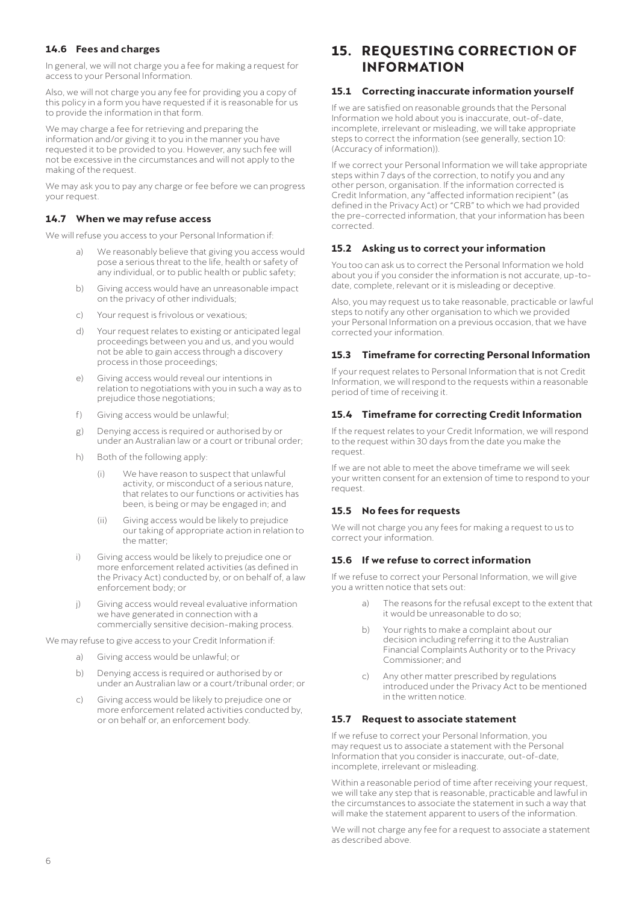### 14.6 Fees and charges

In general, we will not charge you a fee for making a request for access to your Personal Information.

Also, we will not charge you any fee for providing you a copy of this policy in a form you have requested if it is reasonable for us to provide the information in that form.

We may charge a fee for retrieving and preparing the information and/or giving it to you in the manner you have requested it to be provided to you. However, any such fee will not be excessive in the circumstances and will not apply to the making of the request.

We may ask you to pay any charge or fee before we can progress your request.

### 14.7 When we may refuse access

We will refuse you access to your Personal Information if:

a) We reasonably believe that giving you access would pose a serious threat to the life, health or safety of any individual, or to public health or public safety;

b) Giving access would have an unreasonable impact on the privacy of other individuals;

c) Your request is frivolous or vexatious;

d) Your request relates to existing or anticipated legal proceedings between you and us, and you would not be able to gain access through a discovery process in those proceedings;

e) Giving access would reveal our intentions in relation to negotiations with you in such a way as to prejudice those negotiations;

f) Giving access would be unlawful;

g) Denying access is required or authorised by or under an Australian law or a court or tribunal order;

h) Both of the following apply:

   (i) We have reason to suspect that unlawful activity, or misconduct of a serious nature, that relates to our functions or activities has been, is being or may be engaged in; and

   (ii) Giving access would be likely to prejudice our taking of appropriate action in relation to the matter;

i) Giving access would be likely to prejudice one or more enforcement related activities (as defined in the Privacy Act) conducted by, or on behalf of, a law enforcement body; or

j) Giving access would reveal evaluative information we have generated in connection with a commercially sensitive decision-making process.

We may refuse to give access to your Credit Information if:

a) Giving access would be unlawful; or

b) Denying access is required or authorised by or under an Australian law or a court/tribunal order; or

c) Giving access would be likely to prejudice one or more enforcement related activities conducted by, or on behalf or, an enforcement body.

## 15. REQUESTING CORRECTION OF INFORMATION

### 15.1 Correcting inaccurate information yourself

If we are satisfied on reasonable grounds that the Personal Information we hold about you is inaccurate, out-of-date, incomplete, irrelevant or misleading, we will take appropriate steps to correct the information (see generally, section 10: (Accuracy of information)).

If we correct your Personal Information we will take appropriate steps within 7 days of the correction, to notify you and any other person, organisation. If the information corrected is Credit Information, any "affected information recipient" (as defined in the Privacy Act) or "CRB" to which we had provided the pre-corrected information, that your information has been corrected.

### 15.2 Asking us to correct your information

You too can ask us to correct the Personal Information we hold about you if you consider the information is not accurate, up-to-date, complete, relevant or it is misleading or deceptive.

Also, you may request us to take reasonable, practicable or lawful steps to notify any other organisation to which we provided your Personal Information on a previous occasion, that we have corrected your information.

### 15.3 Timeframe for correcting Personal Information

If your request relates to Personal Information that is not Credit Information, we will respond to the requests within a reasonable period of time of receiving it.

### 15.4 Timeframe for correcting Credit Information

If the request relates to your Credit Information, we will respond to the request within 30 days from the date you make the request.

If we are not able to meet the above timeframe we will seek your written consent for an extension of time to respond to your request.

### 15.5 No fees for requests

We will not charge you any fees for making a request to us to correct your information.

### 15.6 If we refuse to correct information

If we refuse to correct your Personal Information, we will give you a written notice that sets out:

a) The reasons for the refusal except to the extent that it would be unreasonable to do so;

b) Your rights to make a complaint about our decision including referring it to the Australian Financial Complaints Authority or to the Privacy Commissioner; and

c) Any other matter prescribed by regulations introduced under the Privacy Act to be mentioned in the written notice.

### 15.7 Request to associate statement

If we refuse to correct your Personal Information, you may request us to associate a statement with the Personal Information that you consider is inaccurate, out-of-date, incomplete, irrelevant or misleading.

Within a reasonable period of time after receiving your request, we will take any step that is reasonable, practicable and lawful in the circumstances to associate the statement in such a way that will make the statement apparent to users of the information.

We will not charge any fee for a request to associate a statement as described above.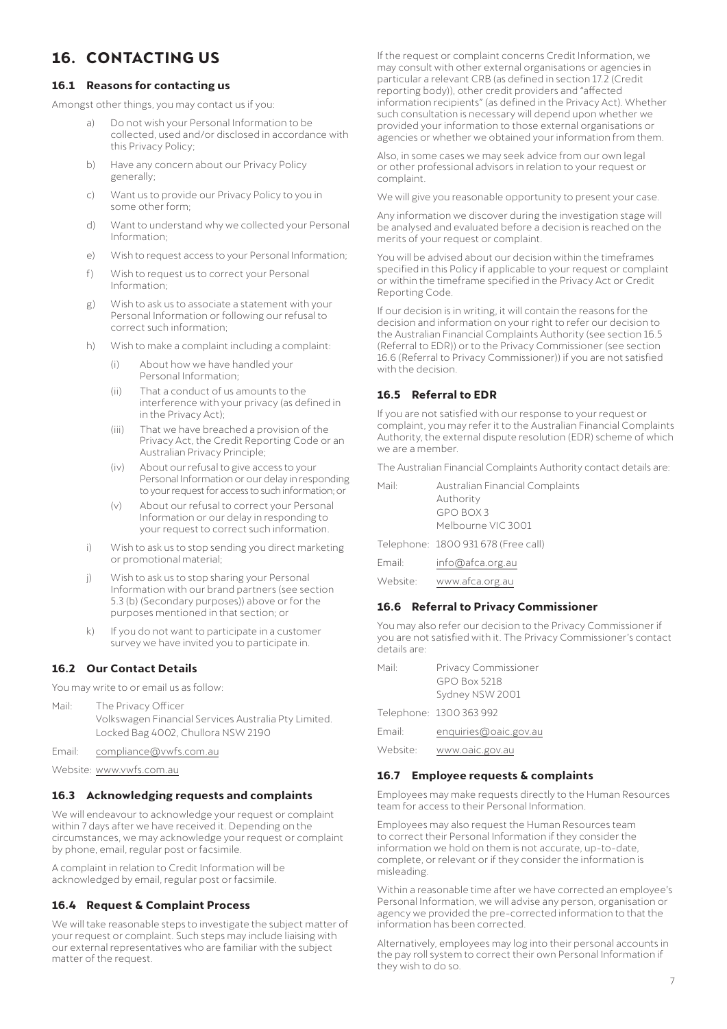# 16. CONTACTING US

### 16.1 Reasons for contacting us

Amongst other things, you may contact us if you:

a) Do not wish your Personal Information to be collected, used and/or disclosed in accordance with this Privacy Policy;

b) Have any concern about our Privacy Policy generally;

c) Want us to provide our Privacy Policy to you in some other form;

d) Want to understand why we collected your Personal Information;

e) Wish to request access to your Personal Information;

f) Wish to request us to correct your Personal Information;

g) Wish to ask us to associate a statement with your Personal Information or following our refusal to correct such information;

h) Wish to make a complaint including a complaint:

   (i) About how we have handled your Personal Information;

   (ii) That a conduct of us amounts to the interference with your privacy (as defined in in the Privacy Act);

   (iii) That we have breached a provision of the Privacy Act, the Credit Reporting Code or an Australian Privacy Principle;

   (iv) About our refusal to give access to your Personal Information or our delay in responding to your request for access to such information; or

   (v) About our refusal to correct your Personal Information or our delay in responding to your request to correct such information.

i) Wish to ask us to stop sending you direct marketing or promotional material;

j) Wish to ask us to stop sharing your Personal Information with our brand partners (see section 5.3 (b) (Secondary purposes)) above or for the purposes mentioned in that section; or

k) If you do not want to participate in a customer survey we have invited you to participate in.

### 16.2 Our Contact Details

You may write to or email us as follow:

Mail: The Privacy Officer
Volkswagen Financial Services Australia Pty Limited.
Locked Bag 4002, Chullora NSW 2190

Email: compliance@vwfs.com.au

Website: www.vwfs.com.au

### 16.3 Acknowledging requests and complaints

We will endeavour to acknowledge your request or complaint within 7 days after we have received it. Depending on the circumstances, we may acknowledge your request or complaint by phone, email, regular post or facsimile.

A complaint in relation to Credit Information will be acknowledged by email, regular post or facsimile.

### 16.4 Request & Complaint Process

We will take reasonable steps to investigate the subject matter of your request or complaint. Such steps may include liaising with our external representatives who are familiar with the subject matter of the request.

If the request or complaint concerns Credit Information, we may consult with other external organisations or agencies in particular a relevant CRB (as defined in section 17.2 (Credit reporting body)), other credit providers and "affected information recipients" (as defined in the Privacy Act). Whether such consultation is necessary will depend upon whether we provided your information to those external organisations or agencies or whether we obtained your information from them.

Also, in some cases we may seek advice from our own legal or other professional advisors in relation to your request or complaint.

We will give you reasonable opportunity to present your case.

Any information we discover during the investigation stage will be analysed and evaluated before a decision is reached on the merits of your request or complaint.

You will be advised about our decision within the timeframes specified in this Policy if applicable to your request or complaint or within the timeframe specified in the Privacy Act or Credit Reporting Code.

If our decision is in writing, it will contain the reasons for the decision and information on your right to refer our decision to the Australian Financial Complaints Authority (see section 16.5 (Referral to EDR)) or to the Privacy Commissioner (see section 16.6 (Referral to Privacy Commissioner)) if you are not satisfied with the decision.

### 16.5 Referral to EDR

If you are not satisfied with our response to your request or complaint, you may refer it to the Australian Financial Complaints Authority, the external dispute resolution (EDR) scheme of which we are a member.

The Australian Financial Complaints Authority contact details are:

Mail: Australian Financial Complaints Authority
GPO BOX 3
Melbourne VIC 3001

Telephone: 1800 931 678 (Free call)

Email: info@afca.org.au

Website: www.afca.org.au

### 16.6 Referral to Privacy Commissioner

You may also refer our decision to the Privacy Commissioner if you are not satisfied with it. The Privacy Commissioner's contact details are:

Mail: Privacy Commissioner
GPO Box 5218
Sydney NSW 2001

Telephone: 1300 363 992

Email: enquiries@oaic.gov.au

Website: www.oaic.gov.au

### 16.7 Employee requests & complaints

Employees may make requests directly to the Human Resources team for access to their Personal Information.

Employees may also request the Human Resources team to correct their Personal Information if they consider the information we hold on them is not accurate, up-to-date, complete, or relevant or if they consider the information is misleading.

Within a reasonable time after we have corrected an employee's Personal Information, we will advise any person, organisation or agency we provided the pre-corrected information to that the information has been corrected.

Alternatively, employees may log into their personal accounts in the pay roll system to correct their own Personal Information if they wish to do so.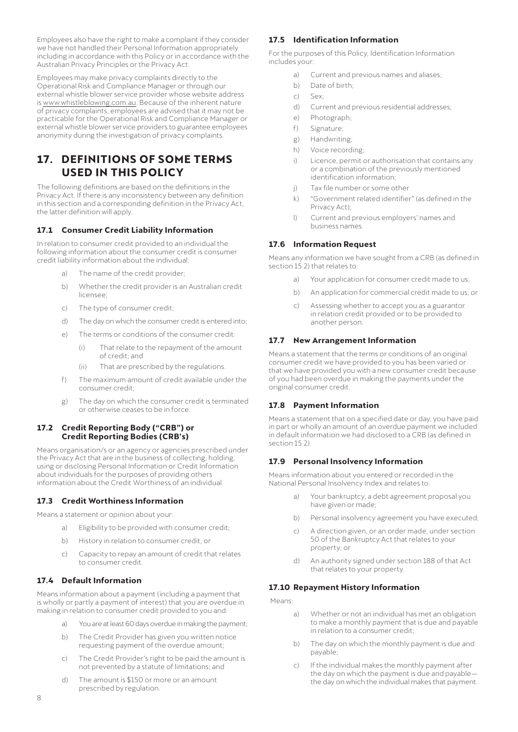Employees also have the right to make a complaint if they consider we have not handled their Personal Information appropriately including in accordance with this Policy or in accordance with the Australian Privacy Principles or the Privacy Act.

Employees may make privacy complaints directly to the Operational Risk and Compliance Manager or through our external whistle blower service provider whose website address is www.whistleblowing.com.au. Because of the inherent nature of privacy complaints, employees are advised that it may not be practicable for the Operational Risk and Compliance Manager or external whistle blower service providers to guarantee employees anonymity during the investigation of privacy complaints.

# 17. DEFINITIONS OF SOME TERMS USED IN THIS POLICY

The following definitions are based on the definitions in the Privacy Act. If there is any inconsistency between any definition in this section and a corresponding definition in the Privacy Act, the latter definition will apply.

### 17.1 Consumer Credit Liability Information

In relation to consumer credit provided to an individual the following information about the consumer credit is consumer credit liability information about the individual:

a) The name of the credit provider;

b) Whether the credit provider is an Australian credit licensee;

c) The type of consumer credit;

d) The day on which the consumer credit is entered into;

e) The terms or conditions of the consumer credit:

   (i) That relate to the repayment of the amount of credit; and

   (ii) That are prescribed by the regulations.

f) The maximum amount of credit available under the consumer credit;

g) The day on which the consumer credit is terminated or otherwise ceases to be in force.

### 17.2 Credit Reporting Body ("CRB") or Credit Reporting Bodies (CRB's)

Means organisation/s or an agency or agencies prescribed under the Privacy Act that are in the business of collecting, holding, using or disclosing Personal Information or Credit Information about individuals for the purposes of providing others information about the Credit Worthiness of an individual.

### 17.3 Credit Worthiness Information

Means a statement or opinion about your:

a) Eligibility to be provided with consumer credit;

b) History in relation to consumer credit; or

c) Capacity to repay an amount of credit that relates to consumer credit.

### 17.4 Default Information

Means information about a payment (including a payment that is wholly or partly a payment of interest) that you are overdue in making in relation to consumer credit provided to you and:

a) You are at least 60 days overdue in making the payment;

b) The Credit Provider has given you written notice requesting payment of the overdue amount;

c) The Credit Provider's right to be paid the amount is not prevented by a statute of limitations; and

d) The amount is $150 or more or an amount prescribed by regulation.

### 17.5 Identification Information

For the purposes of this Policy, Identification Information includes your:

a) Current and previous names and aliases;

b) Date of birth;

c) Sex;

d) Current and previous residential addresses;

e) Photograph;

f) Signature;

g) Handwriting;

h) Voice recording;

i) Licence, permit or authorisation that contains any or a combination of the previously mentioned identification information;

j) Tax file number or some other

k) "Government related identifier" (as defined in the Privacy Act);

l) Current and previous employers' names and business names.

### 17.6 Information Request

Means any information we have sought from a CRB (as defined in section 15.2) that relates to:

a) Your application for consumer credit made to us;

b) An application for commercial credit made to us; or

c) Assessing whether to accept you as a guarantor in relation credit provided or to be provided to another person.

### 17.7 New Arrangement Information

Means a statement that the terms or conditions of an original consumer credit we have provided to you has been varied or that we have provided you with a new consumer credit because of you had been overdue in making the payments under the original consumer credit.

### 17.8 Payment Information

Means a statement that on a specified date or day, you have paid in part or wholly an amount of an overdue payment we included in default information we had disclosed to a CRB (as defined in section 15.2).

### 17.9 Personal Insolvency Information

Means information about you entered or recorded in the National Personal Insolvency Index and relates to:

a) Your bankruptcy, a debt agreement proposal you have given or made;

b) Personal insolvency agreement you have executed;

c) A direction given, or an order made, under section 50 of the Bankruptcy Act that relates to your property; or

d) An authority signed under section 188 of that Act that relates to your property.

### 17.10 Repayment History Information

Means:

a) Whether or not an individual has met an obligation to make a monthly payment that is due and payable in relation to a consumer credit;

b) The day on which the monthly payment is due and payable;

c) If the individual makes the monthly payment after the day on which the payment is due and payable—the day on which the individual makes that payment.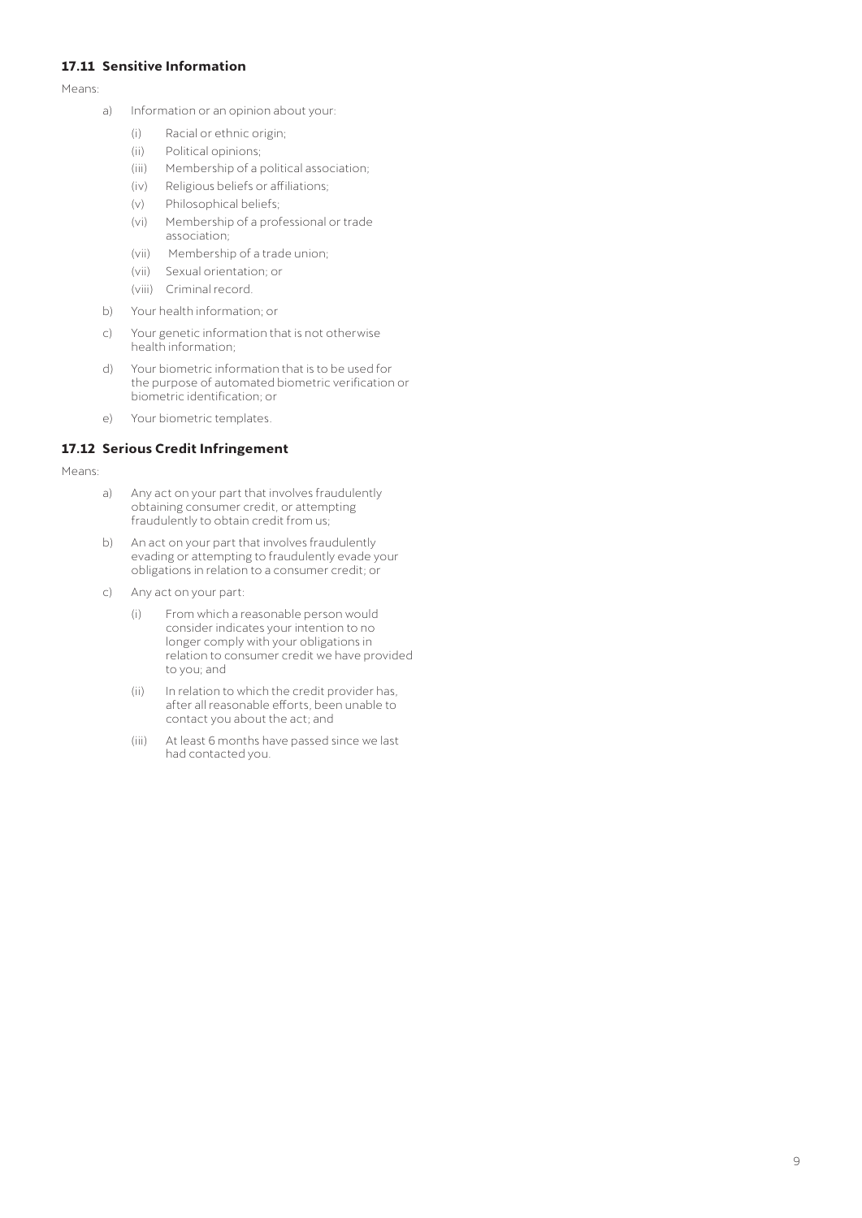### 17.11 Sensitive Information

Means:

a) Information or an opinion about your:

   (i) Racial or ethnic origin;

   (ii) Political opinions;

   (iii) Membership of a political association;

   (iv) Religious beliefs or affiliations;

   (v) Philosophical beliefs;

   (vi) Membership of a professional or trade association;

   (vii) Membership of a trade union;

   (vii) Sexual orientation; or

   (viii) Criminal record.

b) Your health information; or

c) Your genetic information that is not otherwise health information;

d) Your biometric information that is to be used for the purpose of automated biometric verification or biometric identification; or

e) Your biometric templates.

### 17.12 Serious Credit Infringement

Means:

a) Any act on your part that involves fraudulently obtaining consumer credit, or attempting fraudulently to obtain credit from us;

b) An act on your part that involves fraudulently evading or attempting to fraudulently evade your obligations in relation to a consumer credit; or

c) Any act on your part:

   (i) From which a reasonable person would consider indicates your intention to no longer comply with your obligations in relation to consumer credit we have provided to you; and

   (ii) In relation to which the credit provider has, after all reasonable efforts, been unable to contact you about the act; and

   (iii) At least 6 months have passed since we last had contacted you.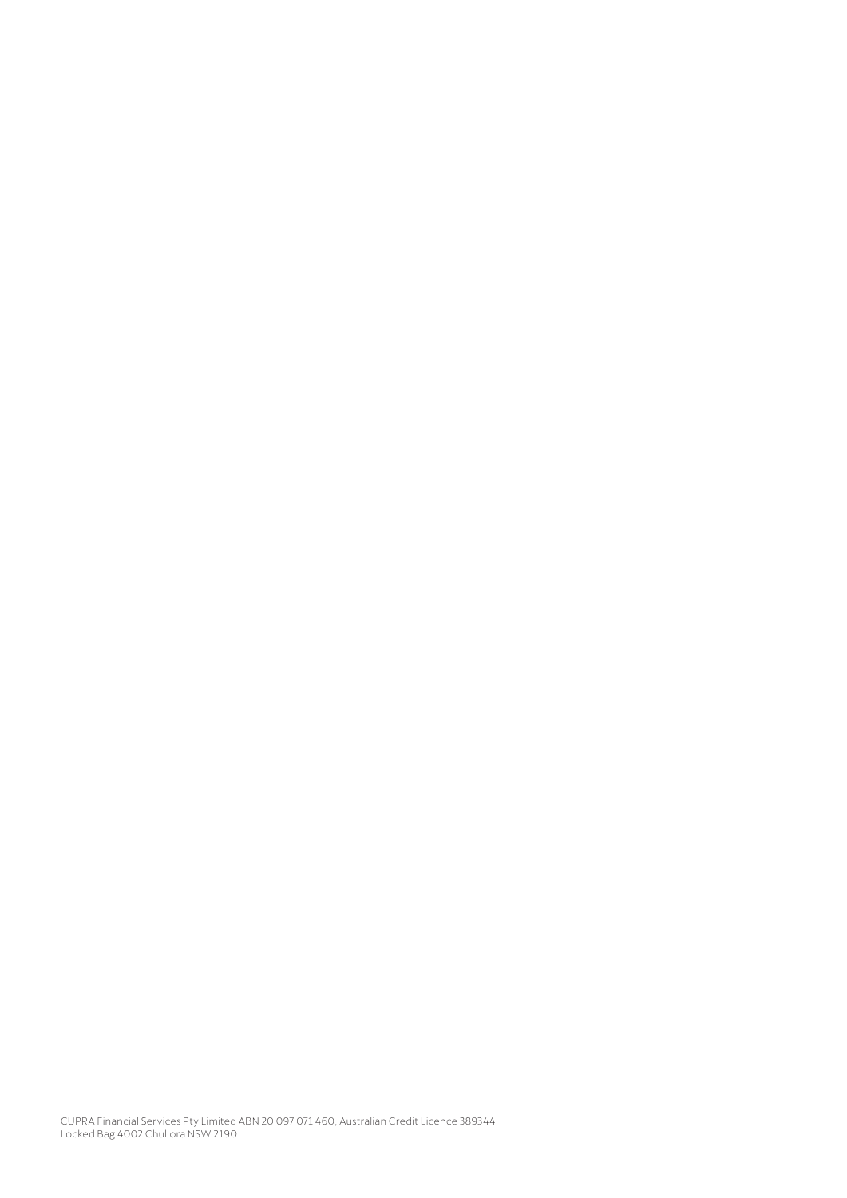CUPRA Financial Services Pty Limited ABN 20 097 071 460, Australian Credit Licence 389344
Locked Bag 4002 Chullora NSW 2190